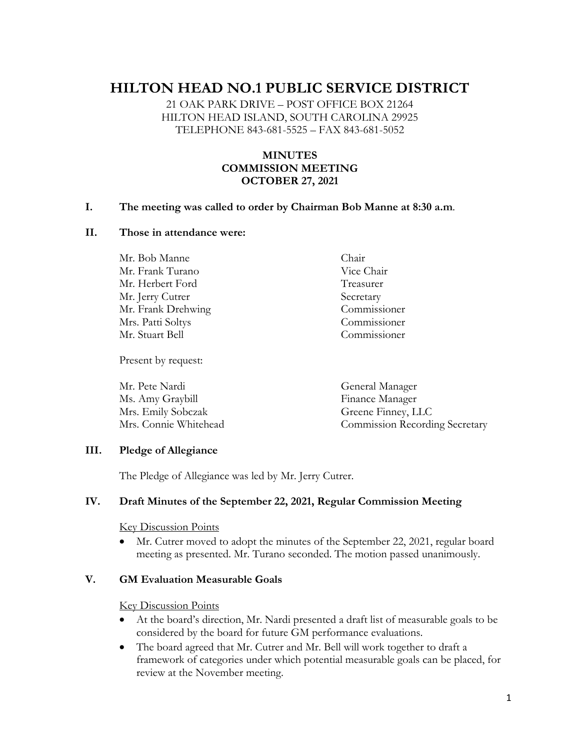# HILTON HEAD NO.1 PUBLIC SERVICE DISTRICT

21 OAK PARK DRIVE – POST OFFICE BOX 21264
HILTON HEAD ISLAND, SOUTH CAROLINA 29925
TELEPHONE 843-681-5525 – FAX 843-681-5052

**MINUTES**
**COMMISSION MEETING**
**OCTOBER 27, 2021**

## I. The meeting was called to order by Chairman Bob Manne at 8:30 a.m.

## II. Those in attendance were:

| | |
|---|---|
| Mr. Bob Manne | Chair |
| Mr. Frank Turano | Vice Chair |
| Mr. Herbert Ford | Treasurer |
| Mr. Jerry Cutrer | Secretary |
| Mr. Frank Drehwing | Commissioner |
| Mrs. Patti Soltys | Commissioner |
| Mr. Stuart Bell | Commissioner |

Present by request:

| | |
|---|---|
| Mr. Pete Nardi | General Manager |
| Ms. Amy Graybill | Finance Manager |
| Mrs. Emily Sobczak | Greene Finney, LLC |
| Mrs. Connie Whitehead | Commission Recording Secretary |

## III. Pledge of Allegiance

The Pledge of Allegiance was led by Mr. Jerry Cutrer.

## IV. Draft Minutes of the September 22, 2021, Regular Commission Meeting

Key Discussion Points

- Mr. Cutrer moved to adopt the minutes of the September 22, 2021, regular board meeting as presented. Mr. Turano seconded. The motion passed unanimously.

## V. GM Evaluation Measurable Goals

Key Discussion Points

- At the board's direction, Mr. Nardi presented a draft list of measurable goals to be considered by the board for future GM performance evaluations.
- The board agreed that Mr. Cutrer and Mr. Bell will work together to draft a framework of categories under which potential measurable goals can be placed, for review at the November meeting.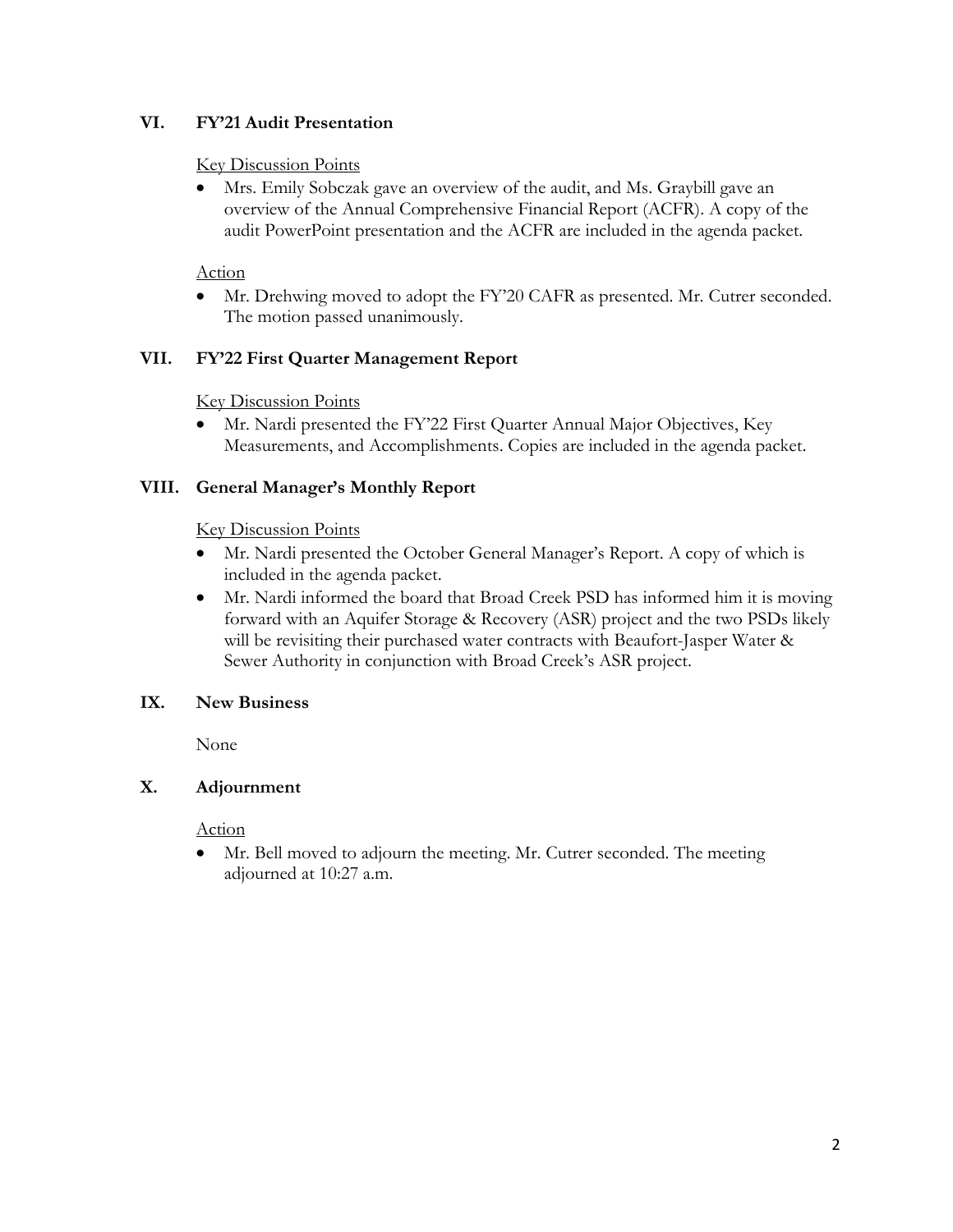## VI. FY'21 Audit Presentation

Key Discussion Points

- Mrs. Emily Sobczak gave an overview of the audit, and Ms. Graybill gave an overview of the Annual Comprehensive Financial Report (ACFR). A copy of the audit PowerPoint presentation and the ACFR are included in the agenda packet.

Action

- Mr. Drehwing moved to adopt the FY'20 CAFR as presented. Mr. Cutrer seconded. The motion passed unanimously.

## VII. FY'22 First Quarter Management Report

Key Discussion Points

- Mr. Nardi presented the FY'22 First Quarter Annual Major Objectives, Key Measurements, and Accomplishments. Copies are included in the agenda packet.

## VIII. General Manager's Monthly Report

Key Discussion Points

- Mr. Nardi presented the October General Manager's Report. A copy of which is included in the agenda packet.
- Mr. Nardi informed the board that Broad Creek PSD has informed him it is moving forward with an Aquifer Storage & Recovery (ASR) project and the two PSDs likely will be revisiting their purchased water contracts with Beaufort-Jasper Water & Sewer Authority in conjunction with Broad Creek's ASR project.

## IX. New Business

None

## X. Adjournment

Action

- Mr. Bell moved to adjourn the meeting. Mr. Cutrer seconded. The meeting adjourned at 10:27 a.m.